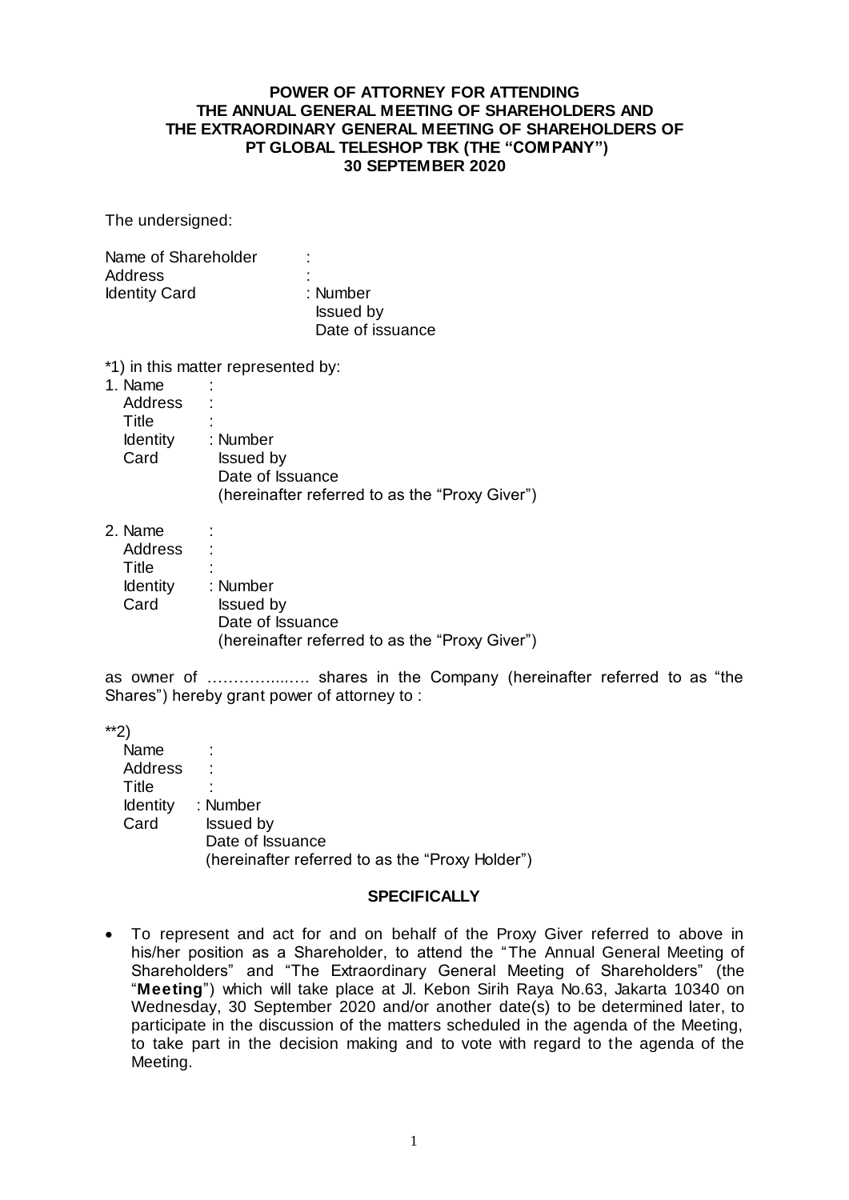**POWER OF ATTORNEY FOR ATTENDING THE ANNUAL GENERAL MEETING OF SHAREHOLDERS AND THE EXTRAORDINARY GENERAL MEETING OF SHAREHOLDERS OF PT GLOBAL TELESHOP TBK (THE "COMPANY") 30 SEPTEMBER 2020**

The undersigned:

Name of Shareholder :
Address :
Identity Card : Number
Issued by
Date of issuance

*1) in this matter represented by:

1. Name :
   Address :
   Title :
   Identity Card : Number
   Issued by
   Date of Issuance
   (hereinafter referred to as the "Proxy Giver")

2. Name :
   Address :
   Title :
   Identity Card : Number
   Issued by
   Date of Issuance
   (hereinafter referred to as the "Proxy Giver")

as owner of ……………..…. shares in the Company (hereinafter referred to as "the Shares") hereby grant power of attorney to :

**2)
Name :
Address :
Title :
Identity Card : Number
Issued by
Date of Issuance
(hereinafter referred to as the "Proxy Holder")

**SPECIFICALLY**

- To represent and act for and on behalf of the Proxy Giver referred to above in his/her position as a Shareholder, to attend the "The Annual General Meeting of Shareholders" and "The Extraordinary General Meeting of Shareholders" (the "**Meeting**") which will take place at Jl. Kebon Sirih Raya No.63, Jakarta 10340 on Wednesday, 30 September 2020 and/or another date(s) to be determined later, to participate in the discussion of the matters scheduled in the agenda of the Meeting, to take part in the decision making and to vote with regard to the agenda of the Meeting.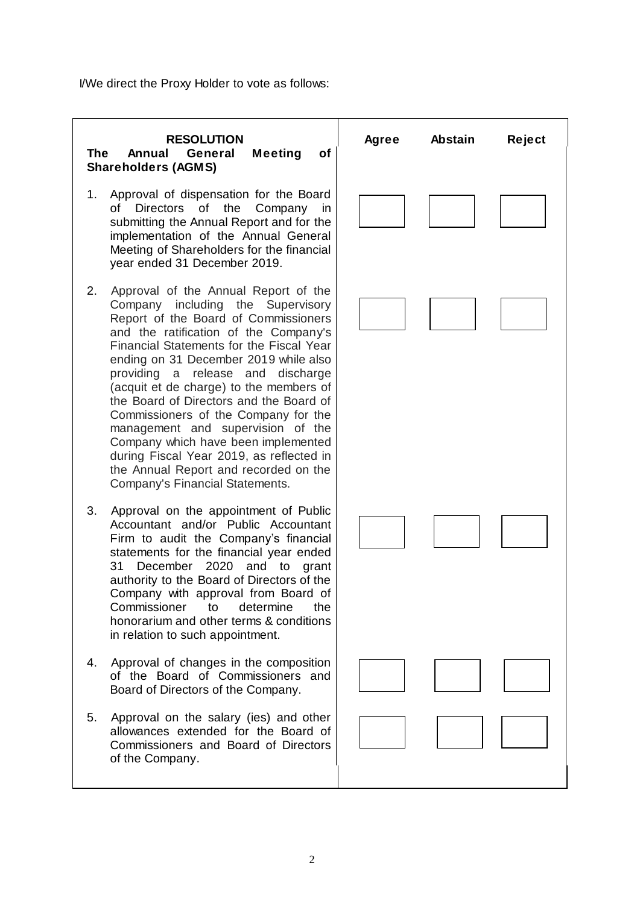I/We direct the Proxy Holder to vote as follows:

| **RESOLUTION** **The Annual General Meeting of Shareholders (AGMS)** | **Agree** | **Abstain** | **Reject** |
|---|---|---|---|
| 1. Approval of dispensation for the Board of Directors of the Company in submitting the Annual Report and for the implementation of the Annual General Meeting of Shareholders for the financial year ended 31 December 2019. | ☐ | ☐ | ☐ |
| 2. Approval of the Annual Report of the Company including the Supervisory Report of the Board of Commissioners and the ratification of the Company's Financial Statements for the Fiscal Year ending on 31 December 2019 while also providing a release and discharge (acquit et de charge) to the members of the Board of Directors and the Board of Commissioners of the Company for the management and supervision of the Company which have been implemented during Fiscal Year 2019, as reflected in the Annual Report and recorded on the Company's Financial Statements. | ☐ | ☐ | ☐ |
| 3. Approval on the appointment of Public Accountant and/or Public Accountant Firm to audit the Company's financial statements for the financial year ended 31 December 2020 and to grant authority to the Board of Directors of the Company with approval from Board of Commissioner to determine the honorarium and other terms & conditions in relation to such appointment. | ☐ | ☐ | ☐ |
| 4. Approval of changes in the composition of the Board of Commissioners and Board of Directors of the Company. | ☐ | ☐ | ☐ |
| 5. Approval on the salary (ies) and other allowances extended for the Board of Commissioners and Board of Directors of the Company. | ☐ | ☐ | ☐ |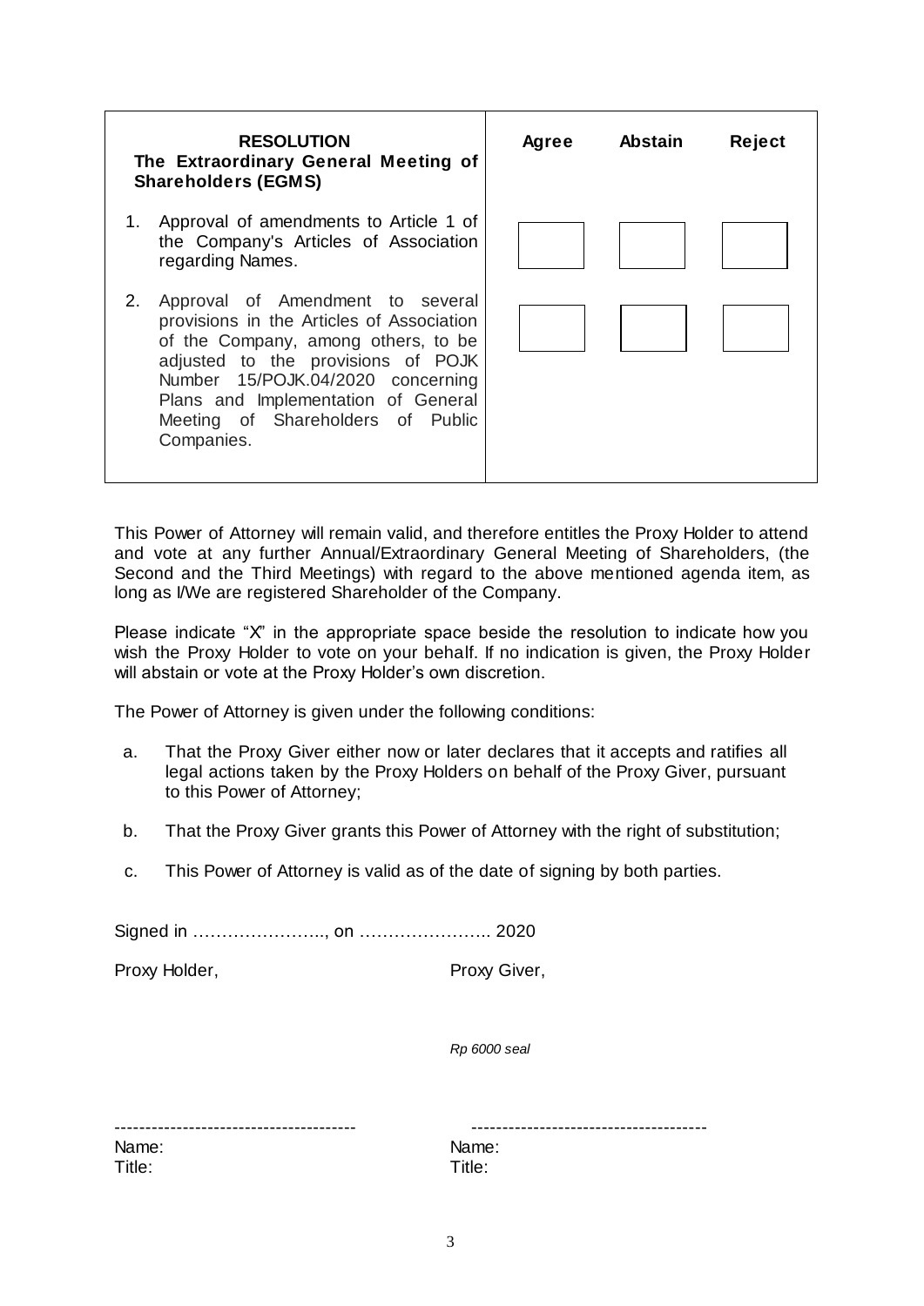| **RESOLUTION** **The Extraordinary General Meeting of Shareholders (EGMS)** | **Agree** | **Abstain** | **Reject** |
|---|---|---|---|
| 1. Approval of amendments to Article 1 of the Company's Articles of Association regarding Names. | | | |
| 2. Approval of Amendment to several provisions in the Articles of Association of the Company, among others, to be adjusted to the provisions of POJK Number 15/POJK.04/2020 concerning Plans and Implementation of General Meeting of Shareholders of Public Companies. | | | |

This Power of Attorney will remain valid, and therefore entitles the Proxy Holder to attend and vote at any further Annual/Extraordinary General Meeting of Shareholders, (the Second and the Third Meetings) with regard to the above mentioned agenda item, as long as I/We are registered Shareholder of the Company.

Please indicate "X" in the appropriate space beside the resolution to indicate how you wish the Proxy Holder to vote on your behalf. If no indication is given, the Proxy Holder will abstain or vote at the Proxy Holder's own discretion.

The Power of Attorney is given under the following conditions:

a. That the Proxy Giver either now or later declares that it accepts and ratifies all legal actions taken by the Proxy Holders on behalf of the Proxy Giver, pursuant to this Power of Attorney;

b. That the Proxy Giver grants this Power of Attorney with the right of substitution;

c. This Power of Attorney is valid as of the date of signing by both parties.

Signed in ………………….., on ………………….. 2020

Proxy Holder,

Proxy Giver,

*Rp 6000 seal*

--------------------------------------

Name:

Title:

--------------------------------------

Name:

Title: